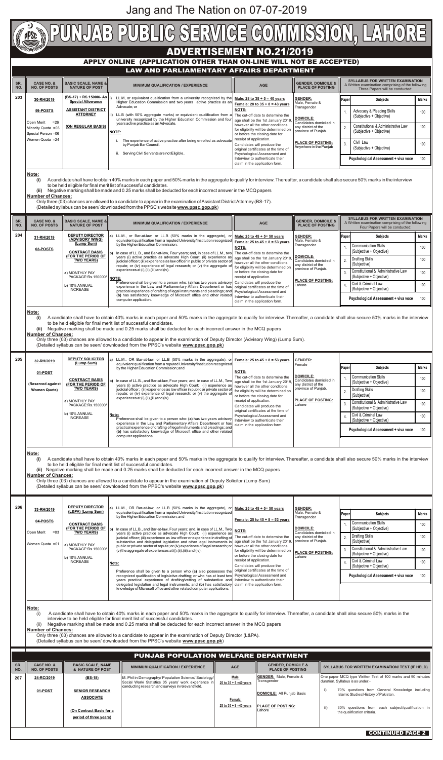# Jang and The Nation on 07-07-2019

# PUNJAB PUBLIC SERVICE COMMISSION, LAHORE

## ADVERTISEMENT NO.21/2019

### APPLY ONLINE (APPLICATION OTHER THAN ON-LINE WILL NOT BE ACCEPTED)

### LAW AND PARLIAMENTARY AFFAIRS DEPARTMENT

| SR. NO. | CASE NO. & NO. OF POSTS | BASIC SCALE, NAME & NATURE OF POST | MINIMUM QUALIFICATION / EXPERIENCE | AGE | GENDER, DOMICILE & PLACE OF POSTING | SYLLABUS FOR WRITTEN EXAMINATION A Written examination comprising of the following Three Papers will be conducted: |
|---|---|---|---|---|---|---|
| 203 | **30-RH/2019**<br><br>**59-POSTS**<br><br>Open Merit =26<br>Minority Quota =03<br>Special Person =06<br>Women Quota =24 | **(BS-17) + RS.15000/- As Special Allowance**<br><br>**ASSISTANT DISTRICT ATTORNEY**<br><br>**(ON REGULAR BASIS)** | i) LL.M, or equivalent qualification from a university recognized by the Higher Education Commission and two years active practice as an Advocate; or<br>ii) LL.B (with 50% aggregate marks) or equivalent qualification from a university recognized by the Higher Education Commission and four years active practice as an Advocate.<br><br>**NOTE:**<br>i. The experience of active practice after being enrolled as advocate by Punjab Bar Council.<br>ii. Serving Civil Servants are not Eligible.. | **Male: 28 to 35 + 5 = 40 years**<br>**Female: 28 to 35 + 8 = 43 years**<br><br>**NOTE:**<br>The cut-off date to determine the age shall be the 1st January 2019, however all the other conditions for eligibility will be determined on or before the closing date for receipt of application.<br>Candidates will produce the original certificates at the time of Psychological Assessment and Interview to authenticate their claim in the application form. | **GENDER:**<br>Male, Female & Transgender<br><br>**DOMICILE:**<br>Candidates domiciled in any district of the province of Punjab.<br><br>**PLACE OF POSTING:**<br>Anywhere in the Punjab | **Paper / Subjects / Marks**<br>1. Advocacy & Pleading Skills (Subjective + Objective) — 100<br>2. Constitutional & Administrative Law (Subjective + Objective) — 100<br>3. Civil Law (Subjective + Objective) — 100<br>**Psychological Assessment + viva voce** — 100 |

**Note:**

**(i)** A candidate shall have to obtain 40% marks in each paper and 50% marks in the aggregate to qualify for interview. Thereafter, a candidate shall also secure 50% marks in the interview to be held eligible for final merit list of successful candidates.

**(ii)** Negative marking shall be made and 0.25 marks shall be deducted for each incorrect answer in the MCQ papers

**Number of Chances:**

Only three (03) chances are allowed to a candidate to appear in the examination of Assistant District Attorney (BS-17).
(Detailed syllabus can be seen/ downloaded from the PPSC's website **www.ppsc.gop.pk**)

| SR. NO. | CASE NO. & NO. OF POSTS | BASIC SCALE, NAME & NATURE OF POST | MINIMUM QUALIFICATION / EXPERIENCE | AGE | GENDER, DOMICILE & PLACE OF POSTING | SYLLABUS FOR WRITTEN EXAMINATION A Written examination comprising of the following Four Papers will be conducted: |
|---|---|---|---|---|---|---|
| 204 | **31-RH/2019**<br><br>**03-POSTS** | **DEPUTY DIRECTOR (ADVISORY WING) (Lump Sum)**<br><br>**CONTRACT BASIS (FOR THE PERIOD OF TWO YEARS)**<br><br>a) MONTHLY PAY PACKAGE:Rs.150000/<br>b) 10% ANNUAL INCREASE | a) LL.M., or Bar-at-law, or LL.B (50% marks in the aggregate), or equivalent qualification from a reputed University/Institution recognized by the Higher Education Commission; and<br>b) In case of LL.B., and Bar-at-law, Four years; and, in case of LL.M., two years (i) active practice as advocate High Court; (ii) experience as judicial officer; (iii) experience as law officer in public or private sector of repute; or (iv) experience of legal research; or (v) the aggregate of experiences at (i),(ii),(iii) and (iv).<br><br>**NOTE:**<br>Preference shall be given to a person who: **(a)** has two years advisory experience in the Law and Parliamentary Affairs Department or has practical experience of drafting of legal instruments and pleadings; and **(b)** has satisfactory knowledge of Microsoft office and other related computer application. | **Male: 25 to 45 + 5= 50 years**<br>**Female: 25 to 45 + 8 = 53 years**<br><br>**NOTE:**<br>The cut-off date to determine the age shall be the 1st January 2019, however all the other conditions for eligibility will be determined on or before the closing date for receipt of application.<br>Candidates will produce the original certificates at the time of Psychological Assessment and Interview to authenticate their claim in the application form. | **GENDER:**<br>Male, Female & Transgender<br><br>**DOMICILE:**<br>Candidates domiciled in any district of the province of Punjab.<br><br>**PLACE OF POSTING:**<br>Lahore | **Paper / Subjects / Marks**<br>1. Communication Skills (Subjective + Objective) — 100<br>2. Drafting Skills (Subjective) — 100<br>3. Constitutional & Administrative Law (Subjective + Objective) — 100<br>4. Civil & Criminal Law (Subjective + Objective) — 100<br>**Psychological Assessment + viva voce** — 100 |

**Note:**

**(i)** A candidate shall have to obtain 40% marks in each paper and 50% marks in the aggregate to qualify for interview. Thereafter, a candidate shall also secure 50% marks in the interview to be held eligible for final merit list of successful candidates.

**(ii)** Negative marking shall be made and 0.25 marks shall be deducted for each incorrect answer in the MCQ papers

**Number of Chances:**

Only three (03) chances are allowed to a candidate to appear in the examination of Deputy Director (Advisory Wing) (Lump Sum).
(Detailed syllabus can be seen/ downloaded from the PPSC's website **www.ppsc.gop.pk**)

| SR. NO. | CASE NO. & NO. OF POSTS | BASIC SCALE, NAME & NATURE OF POST | MINIMUM QUALIFICATION / EXPERIENCE | AGE | GENDER, DOMICILE & PLACE OF POSTING | SYLLABUS FOR WRITTEN EXAMINATION |
|---|---|---|---|---|---|---|
| 205 | **32-RH/2019**<br><br>**01-POST**<br><br>**(Reserved against Women Quota)** | **DEPUTY SOLICITOR (Lump Sum)**<br><br>**CONTRACT BASIS (FOR THE PERIOD OF TWO YEARS)**<br><br>a) MONTHLY PAY PACKAGE:Rs.150000/<br>b) 10% ANNUAL INCREASE | a) LL.M., OR Bar-at-law, or LL.B (50% marks in the aggregate), or equivalent qualification from a reputed University/Institution recognized by the Higher Education Commission; and<br>b) In case of LL.B., and Bar-at-law, Four years; and, in case of LL.M., Two years (i) active practice as advocate High Court; (ii) experience as judicial officer; (iii) experience as law officer in public or private sector of repute; or (iv) experience of legal research; or (v) the aggregate of experiences at (i),(ii),(iii) and (iv).<br><br>**Note:**<br>Preference shall be given to a person who: **(a)** has two years advisory experience in the Law and Parliamentary Affairs Department or has practical experience of drafting of legal instruments and pleadings; and **(b)** has satisfactory knowledge of Microsoft office and other related computer applications. | **Female: 25 to 45 + 8 = 53 years**<br><br>**NOTE:**<br>The cut-off date to determine the age shall be the 1st January 2019, however all the other conditions for eligibility will be determined on or before the closing date for receipt of application.<br>Candidates will produce the original certificates at the time of Psychological Assessment and Interview to authenticate their claim in the application form. | **GENDER:**<br>Female<br><br>**DOMICILE:**<br>Candidates domiciled in any district of the province of Punjab.<br><br>**PLACE OF POSTING:**<br>Lahore | **Paper / Subjects / Marks**<br>1. Communication Skills (Subjective + Objective) — 100<br>2. Drafting Skills (Subjective) — 100<br>3. Constitutional & Administrative Law (Subjective + Objective) — 100<br>4. Civil & Criminal Law (Subjective + Objective) — 100<br>**Psychological Assessment + viva voce** — 100 |

**Note:**

**(i)** A candidate shall have to obtain 40% marks in each paper and 50% marks in the aggregate to qualify for interview. Thereafter, a candidate shall also secure 50% marks in the interview to be held eligible for final merit list of successful candidates.

**(ii)** Negative marking shall be made and 0.25 marks shall be deducted for each incorrect answer in the MCQ papers

**Number of Chances:**

Only three (03) chances are allowed to a candidate to appear in the examination of Deputy Solicitor (Lump Sum)
(Detailed syllabus can be seen/ downloaded from the PPSC's website **www.ppsc.gop.pk**)

| SR. NO. | CASE NO. & NO. OF POSTS | BASIC SCALE, NAME & NATURE OF POST | MINIMUM QUALIFICATION / EXPERIENCE | AGE | GENDER, DOMICILE & PLACE OF POSTING | SYLLABUS FOR WRITTEN EXAMINATION |
|---|---|---|---|---|---|---|
| 206 | **33-RH/2019**<br><br>**04-POSTS**<br><br>Open Merit =03<br>Women Quota =01 | **DEPUTY DIRECTOR (L&PA) (Lump Sum)**<br><br>**CONTRACT BASIS (FOR THE PERIOD OF TWO YEARS)**<br><br>a) MONTHLY PAY PACKAGE:Rs.150000/<br>b) 10% ANNUAL INCREASE | a) LL.M., OR Bar-at-law, or LL.B (50% marks in the aggregate), or equivalent qualification from a reputed University/Institution recognized by the Higher Education Commission; and<br>b) In case of LL.B., and Bar-at-law, Four years; and, in case of LL.M., Two years (i) active practice as advocate High Court; (ii) experience as judicial officer; (iii) experience as law officer in drafting of substantive and delegated legislation and other legal instruments in public or private sector of repute; or (iv) experience of legal research; or (v) the aggregate of experiences at (i),(ii),(iii) and (iv).<br><br>**Note:**<br>Preference shall be given to a person who **(a)** also possesses the recognized qualification of legislative drafting; or who has at least two years practical experience of drafting/vetting of substantive and delegated legislation and legal instruments; and **(b)** has satisfactory knowledge of Microsoft office and other related computer applications. | **Male: 25 to 45 + 5= 50 years**<br><br>**Female: 25 to 45 + 8 = 53 years**<br><br>**NOTE:**<br>The cut-off date to determine the age shall be the 1st January 2019, however all the other conditions for eligibility will be determined on or before the closing date for receipt of application.<br>Candidates will produce the original certificates at the time of Psychological Assessment and Interview to authenticate their claim in the application form. | **GENDER:**<br>Male, Female & Transgender<br><br>**DOMICILE:**<br>Candidates domiciled in any district of the province of Punjab.<br><br>**PLACE OF POSTING:**<br>Lahore | **Paper / Subjects / Marks**<br>1. Communication Skills (Subjective + Objective) — 100<br>2. Drafting Skills (Subjective) — 100<br>3. Constitutional & Administrative Law (Subjective + Objective) — 100<br>4. Civil & Criminal Law (Subjective + Objective) — 100<br>**Psychological Assessment + viva voce** — 100 |

**Note:**

(i) A candidate shall have to obtain 40% marks in each paper and 50% marks in the aggregate to qualify for interview. Thereafter, a candidate shall also secure 50% marks in the interview to be held eligible for final merit list of successful candidates.

(ii) Negative marking shall be made and 0.25 marks shall be deducted for each incorrect answer in the MCQ papers

**Number of Chances:**

Only three (03) chances are allowed to a candidate to appear in the examination of Deputy Director (L&PA).
(Detailed syllabus can be seen/ downloaded from the PPSC's website **www.ppsc.gop.pk**)

### PUNJAB POPULATION WELFARE DEPARTMENT

| SR. NO. | CASE NO. & NO. OF POSTS | BASIC SCALE, NAME & NATURE OF POST | MINIMUM QUALIFICATION / EXPERIENCE | AGE | GENDER, DOMICILE & PLACE OF POSTING | SYLLABUS FOR WRITTEN EXAMINATION/ TEST (IF HELD) |
|---|---|---|---|---|---|---|
| 207 | **24-RC/2019**<br><br>**01-POST** | **(BS-18)**<br><br>**SENIOR RESEARCH ASSOCIATE**<br><br>**(On Contract Basis for a period of three years)** | M. Phil in Demography/ Population Science/ Sociology/ Social Work/ Statistics 05 years' work experience in conducting research and surveys in relevant field. | **Male:** 25 to 35 + 5 =40 years<br><br>**Female:** 25 to 35 + 8 =43 years | **GENDER:** Male, Female & Transgender<br><br>**DOMICILE:** All Punjab Basis<br><br>**PLACE OF POSTING:** Lahore | One paper MCQ type Written Test of 100 marks and 90 minutes duration. Syllabus is as under:-<br>i) 70% questions from General Knowledge including Islamic Studies/History of Pakistan.<br>ii) 30% questions from each subject/qualification in the qualification criteria. |

**CONTINUED PAGE 2**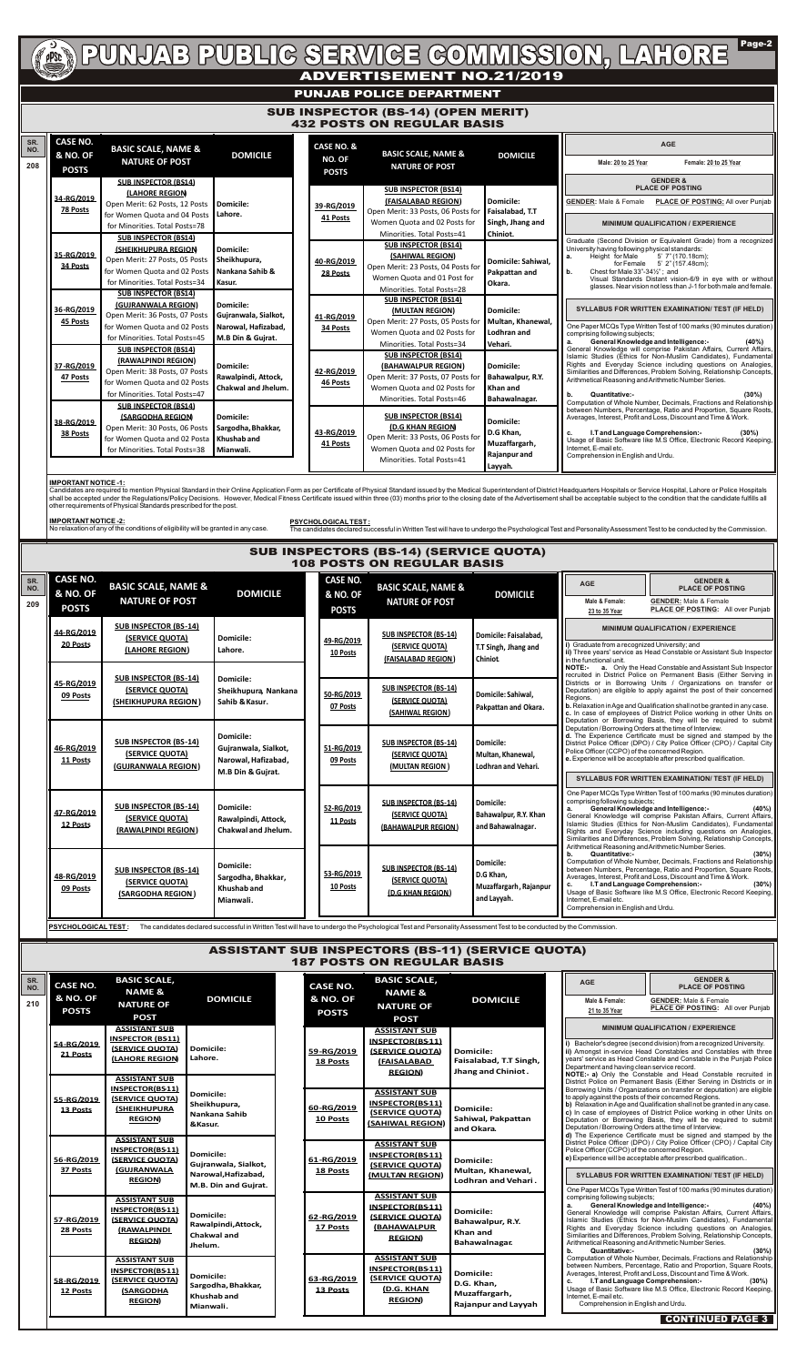# PUNJAB PUBLIC SERVICE COMMISSION, LAHORE

## ADVERTISEMENT NO.21/2019

## PUNJAB POLICE DEPARTMENT

### SUB INSPECTOR (BS-14) (OPEN MERIT) 432 POSTS ON REGULAR BASIS

**SR. NO. 208**

| CASE NO. & NO. OF POSTS | BASIC SCALE, NAME & NATURE OF POST | DOMICILE |
|---|---|---|
| 34-RG/2019 78 Posts | SUB INSPECTOR (BS14) (LAHORE REGION) Open Merit: 62 Posts, 12 Posts for Women Quota and 04 Posts for Minorities. Total Posts=78 | Domicile: Lahore. |
| 35-RG/2019 34 Posts | SUB INSPECTOR (BS14) (SHEIKHUPURA REGION) Open Merit: 27 Posts, 05 Posts for Women Quota and 02 Posts for Minorities. Total Posts=34 | Domicile: Sheikhupura, Nankana Sahib & Kasur. |
| 36-RG/2019 45 Posts | SUB INSPECTOR (BS14) (GUJRANWALA REGION) Open Merit: 36 Posts, 07 Posts for Women Quota and 02 Posts for Minorities. Total Posts=45 | Domicile: Gujranwala, Sialkot, Narowal, Hafizabad, M.B Din & Gujrat. |
| 37-RG/2019 47 Posts | SUB INSPECTOR (BS14) (RAWALPINDI REGION) Open Merit: 38 Posts, 07 Posts for Women Quota and 02 Posts for Minorities. Total Posts=47 | Domicile: Rawalpindi, Attock, Chakwal and Jhelum. |
| 38-RG/2019 38 Posts | SUB INSPECTOR (BS14) (SARGODHA REGION) Open Merit: 30 Posts, 06 Posts for Women Quota and 02 Posts for Minorities. Total Posts=38 | Domicile: Sargodha, Bhakkar, Khushab and Mianwali. |
| 39-RG/2019 41 Posts | SUB INSPECTOR (BS14) (FAISALABAD REGION) Open Merit: 33 Posts, 06 Posts for Women Quota and 02 Posts for Minorities. Total Posts=41 | Domicile: Faisalabad, T.T Singh, Jhang and Chiniot. |
| 40-RG/2019 28 Posts | SUB INSPECTOR (BS14) (SAHIWAL REGION) Open Merit: 23 Posts, 04 Posts for Women Quota and 01 Post for Minorities. Total Posts=28 | Domicile: Sahiwal, Pakpattan and Okara. |
| 41-RG/2019 34 Posts | SUB INSPECTOR (BS14) (MULTAN REGION) Open Merit: 27 Posts, 05 Posts for Women Quota and 02 Posts for Minorities. Total Posts=34 | Domicile: Multan, Khanewal, Lodhran and Vehari. |
| 42-RG/2019 46 Posts | SUB INSPECTOR (BS14) (BAHAWALPUR REGION) Open Merit: 37 Posts, 07 Posts for Women Quota and 02 Posts for Minorities. Total Posts=46 | Domicile: Bahawalpur, R.Y. Khan and Bahawalnagar. |
| 43-RG/2019 41 Posts | SUB INSPECTOR (BS14) (D.G KHAN REGION) Open Merit: 33 Posts, 06 Posts for Women Quota and 02 Posts for Minorities. Total Posts=41 | Domicile: D.G Khan, Muzaffargarh, Rajanpur and Layyah. |

**AGE**

Male: 20 to 25 Year Female: 20 to 25 Year

**GENDER & PLACE OF POSTING**

**GENDER:** Male & Female **PLACE OF POSTING:** All over Punjab

**MINIMUM QUALIFICATION / EXPERIENCE**

Graduate (Second Division or Equivalent Grade) from a recognized University having following physical standards:

a. Height for Male 5' 7" (170.18cm); for Female 5' 2" (157.48cm);
b. Chest for Male 33"-34½" ; and Visual Standards Distant vision-6/9 in eye with or without glasses. Near vision not less than J-1 for both male and female.

**SYLLABUS FOR WRITTEN EXAMINATION/ TEST (IF HELD)**

One Paper MCQs Type Written Test of 100 marks (90 minutes duration) comprising following subjects;

a. **General Knowledge and Intelligence:- (40%)** General Knowledge will comprise Pakistan Affairs, Current Affairs, Islamic Studies (Ethics for Non-Muslim Candidates), Fundamental Rights and Everyday Science including questions on Analogies, Similarities and Differences, Problem Solving, Relationship Concepts, Arithmetical Reasoning and Arithmetic Number Series.

b. **Quantitative:- (30%)** Computation of Whole Number, Decimals, Fractions and Relationship between Numbers, Percentage, Ratio and Proportion, Square Roots, Averages, Interest, Profit and Loss, Discount and Time & Work.

c. **I.T and Language Comprehension:- (30%)** Usage of Basic Software like M.S Office, Electronic Record Keeping, Internet, E-mail etc. Comprehension in English and Urdu.

**IMPORTANT NOTICE -1:**
Candidates are required to mention Physical Standard in their Online Application Form as per Certificate of Physical Standard issued by the Medical Superintendent of District Headquarters Hospitals or Service Hospital, Lahore or Police Hospitals shall be accepted under the Regulations/Policy Decisions. However, Medical Fitness Certificate issued within three (03) months prior to the closing date of the Advertisement shall be acceptable subject to the condition that the candidate fulfills all other requirements of Physical Standards prescribed for the post.

**IMPORTANT NOTICE -2:**
No relaxation of any of the conditions of eligibility will be granted in any case.

**PSYCHOLOGICAL TEST:**
The candidates declared successful in Written Test will have to undergo the Psychological Test and Personality Assessment Test to be conducted by the Commission.

### SUB INSPECTORS (BS-14) (SERVICE QUOTA) 108 POSTS ON REGULAR BASIS

**SR. NO. 209**

| CASE NO. & NO. OF POSTS | BASIC SCALE, NAME & NATURE OF POST | DOMICILE |
|---|---|---|
| 44-RG/2019 20 Posts | SUB INSPECTOR (BS-14) (SERVICE QUOTA) (LAHORE REGION) | Domicile: Lahore. |
| 45-RG/2019 09 Posts | SUB INSPECTOR (BS-14) (SERVICE QUOTA) (SHEIKHUPURA REGION) | Domicile: Sheikhupura, Nankana Sahib & Kasur. |
| 46-RG/2019 11 Posts | SUB INSPECTOR (BS-14) (SERVICE QUOTA) (GUJRANWALA REGION) | Domicile: Gujranwala, Sialkot, Narowal, Hafizabad, M.B Din & Gujrat. |
| 47-RG/2019 12 Posts | SUB INSPECTOR (BS-14) (SERVICE QUOTA) (RAWALPINDI REGION) | Domicile: Rawalpindi, Attock, Chakwal and Jhelum. |
| 48-RG/2019 09 Posts | SUB INSPECTOR (BS-14) (SERVICE QUOTA) (SARGODHA REGION) | Domicile: Sargodha, Bhakkar, Khushab and Mianwali. |
| 49-RG/2019 10 Posts | SUB INSPECTOR (BS-14) (SERVICE QUOTA) (FAISALABAD REGION) | Domicile: Faisalabad, T.T Singh, Jhang and Chiniot. |
| 50-RG/2019 07 Posts | SUB INSPECTOR (BS-14) (SERVICE QUOTA) (SAHIWAL REGION) | Domicile: Sahiwal, Pakpattan and Okara. |
| 51-RG/2019 09 Posts | SUB INSPECTOR (BS-14) (SERVICE QUOTA) (MULTAN REGION) | Domicile: Multan, Khanewal, Lodhran and Vehari. |
| 52-RG/2019 11 Posts | SUB INSPECTOR (BS-14) (SERVICE QUOTA) (BAHAWALPUR REGION) | Domicile: Bahawalpur, R.Y. Khan and Bahawalnagar. |
| 53-RG/2019 10 Posts | SUB INSPECTOR (BS-14) (SERVICE QUOTA) (D.G KHAN REGION) | Domicile: D.G Khan, Muzaffargarh, Rajanpur and Layyah. |

**AGE**

Male & Female: 23 to 35 Year

**GENDER & PLACE OF POSTING**

**GENDER:** Male & Female **PLACE OF POSTING:** All over Punjab

**MINIMUM QUALIFICATION / EXPERIENCE**

i) Graduate from a recognized University; and
ii) Three years' service as Head Constable or Assistant Sub Inspector in the functional unit.

**NOTE:-** a. Only the Head Constable and Assistant Sub Inspector recruited in District Police on Permanent Basis (Either Serving in Districts or in Borrowing Units / Organizations on transfer or Deputation) are eligible to apply against the post of their concerned Regions.
b. Relaxation in Age and Qualification shall not be granted in any case.
c. In case of employees of District Police working in other Units on Deputation or Borrowing Basis, they will be required to submit Deputation / Borrowing Orders at the time of Interview.
d. The Experience Certificate must be signed and stamped by the District Police Officer (DPO) / City Police Officer (CPO) / Capital City Police Officer (CCPO) of the concerned Region.
e. Experience will be acceptable after prescribed qualification.

**SYLLABUS FOR WRITTEN EXAMINATION/ TEST (IF HELD)**

One Paper MCQs Type Written Test of 100 marks (90 minutes duration) comprising following subjects;

a. **General Knowledge and Intelligence:- (40%)** General Knowledge will comprise Pakistan Affairs, Current Affairs, Islamic Studies (Ethics for Non-Muslim Candidates), Fundamental Rights and Everyday Science including questions on Analogies, Similarities and Differences, Problem Solving, Relationship Concepts, Arithmetical Reasoning and Arithmetic Number Series.

b. **Quantitative:- (30%)** Computation of Whole Number, Decimals, Fractions and Relationship between Numbers, Percentage, Ratio and Proportion, Square Roots, Averages, Interest, Profit and Loss, Discount and Time & Work.

c. **I.T and Language Comprehension:- (30%)** Usage of Basic Software like M.S Office, Electronic Record Keeping, Internet, E-mail etc. Comprehension in English and Urdu.

**PSYCHOLOGICAL TEST:** The candidates declared successful in Written Test will have to undergo the Psychological Test and Personality Assessment Test to be conducted by the Commission.

### ASSISTANT SUB INSPECTORS (BS-11) (SERVICE QUOTA) 187 POSTS ON REGULAR BASIS

**SR. NO. 210**

| CASE NO. & NO. OF POSTS | BASIC SCALE, NAME & NATURE OF POST | DOMICILE |
|---|---|---|
| 54-RG/2019 21 Posts | ASSISTANT SUB INSPECTOR (BS11) (SERVICE QUOTA) (LAHORE REGION) | Domicile: Lahore. |
| 55-RG/2019 13 Posts | ASSISTANT SUB INSPECTOR(BS11) (SERVICE QUOTA) (SHEIKHUPURA REGION) | Domicile: Sheikhupura, Nankana Sahib &Kasur. |
| 56-RG/2019 37 Posts | ASSISTANT SUB INSPECTOR(BS11) (SERVICE QUOTA) (GUJRANWALA REGION) | Domicile: Gujranwala, Sialkot, Narowal,Hafizabad, M.B. Din and Gujrat. |
| 57-RG/2019 28 Posts | ASSISTANT SUB INSPECTOR(BS11) (SERVICE QUOTA) (RAWALPINDI REGION) | Domicile: Rawalpindi,Attock, Chakwal and Jhelum. |
| 58-RG/2019 12 Posts | ASSISTANT SUB INSPECTOR(BS11) (SERVICE QUOTA) (SARGODHA REGION) | Domicile: Sargodha, Bhakkar, Khushab and Mianwali. |
| 59-RG/2019 18 Posts | ASSISTANT SUB INSPECTOR(BS11) (SERVICE QUOTA) (FAISALABAD REGION) | Domicile: Faisalabad, T.T Singh, Jhang and Chiniot. |
| 60-RG/2019 10 Posts | ASSISTANT SUB INSPECTOR(BS11) (SERVICE QUOTA) (SAHIWAL REGION) | Domicile: Sahiwal, Pakpattan and Okara. |
| 61-RG/2019 18 Posts | ASSISTANT SUB INSPECTOR(BS11) (SERVICE QUOTA) (MULTAN REGION) | Domicile: Multan, Khanewal, Lodhran and Vehari. |
| 62-RG/2019 17 Posts | ASSISTANT SUB INSPECTOR(BS11) (SERVICE QUOTA) (BAHAWALPUR REGION) | Domicile: Bahawalpur, R.Y. Khan and Bahawalnagar. |
| 63-RG/2019 13 Posts | ASSISTANT SUB INSPECTOR(BS11) (SERVICE QUOTA) (D.G. KHAN REGION) | Domicile: D.G. Khan, Muzaffargarh, Rajanpur and Layyah |

**AGE**

Male & Female: 21 to 35 Year

**GENDER & PLACE OF POSTING**

**GENDER:** Male & Female **PLACE OF POSTING:** All over Punjab

**MINIMUM QUALIFICATION / EXPERIENCE**

i) Bachelor's degree (second division) from a recognized University.
ii) Amongst in-service Head Constables and Constables with three years' service as Head Constable and Constable in the Punjab Police Department and having clean service record.

**NOTE:-** a) Only the Constable and Head Constable recruited in District Police on Permanent Basis (Either Serving in Districts or in Borrowing Units / Organizations on transfer or deputation) are eligible to apply against the posts of their concerned Regions.
b) Relaxation in Age and Qualification shall not be granted in any case.
c) In case of employees of District Police working in other Units on Deputation or Borrowing Basis, they will be required to submit Deputation / Borrowing Orders at the time of Interview.
d) The Experience Certificate must be signed and stamped by the District Police Officer (DPO) / City Police Officer (CPO) / Capital City Police Officer (CCPO) of the concerned Region.
e) Experience will be acceptable after prescribed qualification..

**SYLLABUS FOR WRITTEN EXAMINATION/ TEST (IF HELD)**

One Paper MCQs Type Written Test of 100 marks (90 minutes duration) comprising following subjects;

a. **General Knowledge and Intelligence:- (40%)** General Knowledge will comprise Pakistan Affairs, Current Affairs, Islamic Studies (Ethics for Non-Muslim Candidates), Fundamental Rights and Everyday Science including questions on Analogies, Similarities and Differences, Problem Solving, Relationship Concepts, Arithmetical Reasoning and Arithmetic Number Series.

b. **Quantitative:- (30%)** Computation of Whole Number, Decimals, Fractions and Relationship between Numbers, Percentage, Ratio and Proportion, Square Roots, Averages, Interest, Profit and Loss, Discount and Time & Work.

c. **I.T and Language Comprehension:- (30%)** Usage of Basic Software like M.S Office, Electronic Record Keeping, Internet, E-mail etc. Comprehension in English and Urdu.

**CONTINUED PAGE 3**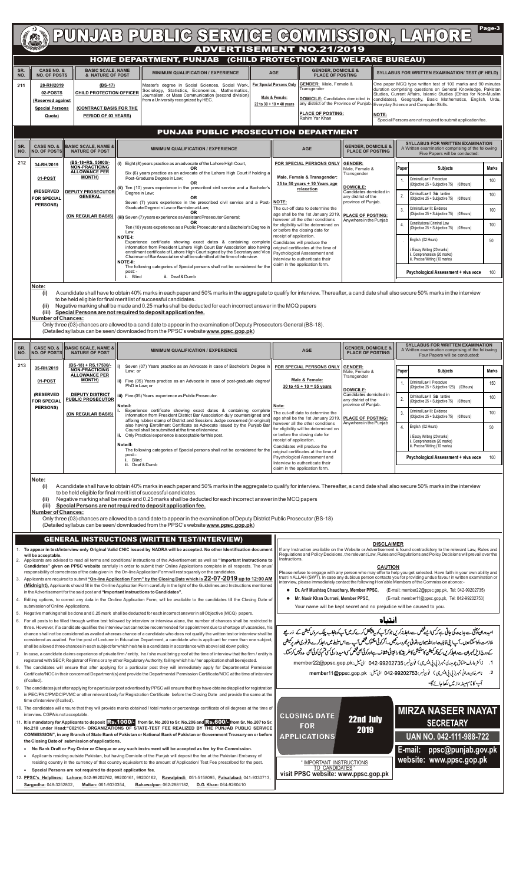# PUNJAB PUBLIC SERVICE COMMISSION, LAHORE

## ADVERTISEMENT NO.21/2019

### HOME DEPARTMENT, PUNJAB (CHILD PROTECTION AND WELFARE BUREAU)

| SR. NO. | CASE NO. & NO. OF POSTS | BASIC SCALE, NAME & NATURE OF POST | MINIMUM QUALIFICATION / EXPERIENCE | AGE | GENDER, DOMICILE & PLACE OF POSTING | SYLLABUS FOR WRITTEN EXAMINATION/ TEST (IF HELD) |
|---|---|---|---|---|---|---|
| 211 | 28-RH/2019<br>02-POSTS<br>(Reserved against Special Persons Quota) | (BS-17)<br>CHILD PROTECTION OFFICER<br>(CONTRACT BASIS FOR THE PERIOD OF 03 YEARS) | Master's degree in Social Sciences, Social Work, Sociology, Statistics, Economics, Mathematics, Journalism, or Mass Communication (second division) from a University recognized by HEC. | For Special Persons Only<br>Male & Female:<br>22 to 30 + 10 = 40 years | GENDER: Male, Female & Transgender<br>DOMICILE: Candidates domiciled in any district of the Province of Punjab.<br>PLACE OF POSTING: Rahim Yar Khan | One paper MCQ type written test of 100 marks and 90 minutes duration comprising questions on General Knowledge, Pakistan Studies, Current Affairs, Islamic Studies (Ethics for Non-Muslim candidates), Geography, Basic Mathematics, English, Urdu, Everyday Science and Computer Skills.<br>NOTE: Special Persons are not required to submit application fee. |

### PUNJAB PUBLIC PROSECUTION DEPARTMENT

| SR. NO. | CASE NO. & NO. OF POSTS | BASIC SCALE, NAME & NATURE OF POST | MINIMUM QUALIFICATION / EXPERIENCE | AGE | GENDER, DOMICILE & PLACE OF POSTING | SYLLABUS FOR WRITTEN EXAMINATION |
|---|---|---|---|---|---|---|
| 212 | 34-RH/2019<br>01-POST<br>(RESERVED FOR SPECIAL PERSONS) | (BS-18+RS. 55000/- NON-PRACTICING ALLOWANCE PER MONTH)<br>DEPUTY PROSECUTOR GENERAL<br>(ON REGULAR BASIS) | (i) Eight (8) years practice as an advocate of the Lahore High Court,<br>OR<br>Six (6) years practice as an advocate of the Lahore High Court if holding a Post-Graduate Degree in Law;<br>OR<br>(ii) Ten (10) years experience in the prescribed civil service and a Bachelor's Degree in Law;<br>OR<br>Seven (7) years experience in the prescribed civil service and a Post-Graduate Degree in Law or Barrister-at-Law;<br>OR<br>(iii) Seven (7) years experience as Assistant Prosecutor General;<br>OR<br>Ten (10) years experience as a Public Prosecutor and a Bachelor's Degree in Law.<br>NOTE-I: Experience certificate showing exact dates & containing complete information from President Lahore High Court Bar Association also having enrollment certificate of Lahore High Court signed by the Secretary and Vice Chairman of Bar Association shall be submitted at the time of interview.<br>NOTE-II: The following categories of Special persons shall not be considered for the post:- i. Blind ii. Deaf & Dumb | FOR SPECIAL PERSONS ONLY<br>Male, Female & Transgender:<br>35 to 50 years + 10 Years age relaxation<br>NOTE: The cut-off date to determine the age shall be the 1st January 2019, however all the other conditions for eligibility will be determined on or before the closing date for receipt of application. Candidates will produce the original certificates at the time of Psychological Assessment and Interview to authenticate their claim in the application form. | GENDER: Male, Female & Transgender<br>DOMICILE: Candidates domiciled in any district of the province of Punjab.<br>PLACE OF POSTING: Anywhere in the Punjab | A Written examination comprising of the following Five Papers will be conducted: (see table below) |

| Paper | Subjects | Marks |
|---|---|---|
| 1. | Criminal Law I: Procedure (Objective 25 + Subjective 75) (03hours) | 100 |
| 2. | Criminal Law II: Statute (Objective 25 + Subjective 75) (03hours) | 100 |
| 3. | Criminal Law III: Evidence (Objective 25 + Subjective 75) (03hours) | 100 |
| 4. | Constitutional Criminal Law (Objective 25 + Subjective 75) (03hours) | 100 |
| . | English (02 Hours)<br>i. Essay Writing (20 marks)<br>ii. Comprehension (20 marks)<br>iii. Precise Writing (10 marks) | 50 |
| | Psychological Assessment + viva voce | 100 |

**Note:**
(i) A candidate shall have to obtain 40% marks in each paper and 50% marks in the aggregate to qualify for interview. Thereafter, a candidate shall also secure 50% marks in the interview to be held eligible for final merit list of successful candidates.
(ii) Negative marking shall be made and 0.25 marks shall be deducted for each incorrect answer in the MCQ papers
(iii) **Special Persons are not required to deposit application fee.**

**Number of Chances:**
Only three (03) chances are allowed to a candidate to appear in the examination of Deputy Prosecutors General (BS-18).
(Detailed syllabus can be seen/ downloaded from the PPSC's website **www.ppsc.gop.pk**)

| SR. NO. | CASE NO. & NO. OF POSTS | BASIC SCALE, NAME & NATURE OF POST | MINIMUM QUALIFICATION / EXPERIENCE | AGE | GENDER, DOMICILE & PLACE OF POSTING | SYLLABUS FOR WRITTEN EXAMINATION |
|---|---|---|---|---|---|---|
| 213 | 35-RH/2019<br>01-POST<br>(RESERVED FOR SPECIAL PERSONS) | (BS-18) + RS.17500/- NON-PRACTICING ALLOWANCE PER MONTH)<br>DEPUTY DISTRICT PUBLIC PROSECUTOR<br>(ON REGULAR BASIS) | i) Seven (07) Years Practice as an Advocate in case of Bachelor's Degree in Law; or<br>ii) Five (05) Years practice as an Advocate in case of post-graduate degree/ PhD in Law; or<br>iii) Five (05) Years experience as Public Prosecutor.<br>Note-I:<br>i. Experience certificate showing exact dates & containing complete information from President District Bar Association duly countersigned and affixing rubber stamp of District and Sessions Judge concerned (in original) also having Enrollment Certificate as Advocate issued by the Punjab Bar Council shall be submitted at the time of interview.<br>ii. Only Practical experience is acceptable for this post.<br>Note-II: The following categories of Special persons shall not be considered for the post:- i. Blind ii. Deaf & Dumb | FOR SPECIAL PERSONS ONLY<br>Male & Female:<br>30 to 45 + 10 = 55 years<br>Note: The cut-off date to determine the age shall be the 1st January 2019, however all the other conditions for eligibility will be determined on or before the closing date for receipt of application. Candidates will produce the original certificates at the time of Psychological Assessment and Interview to authenticate their claim in the application form. | GENDER: Male, Female & Transgender<br>DOMICILE: Candidates domiciled in any district of the province of Punjab.<br>PLACE OF POSTING: Anywhere in the Punjab | A Written examination comprising of the following Four Papers will be conducted: (see table below) |

| Paper | Subjects | Marks |
|---|---|---|
| 1. | Criminal Law I: Procedure (Objective 25 + Subjective 125) (03hours) | 150 |
| 2. | Criminal Law II: Statute (Objective 25 + Subjective 75) (03hours) | 100 |
| 3. | Criminal Law III: Evidence (Objective 25 + Subjective 75) (03hours) | 100 |
| 4. | English (02 Hours)<br>i. Essay Writing (20 marks)<br>ii. Comprehension (20 marks)<br>iii. Precise Writing (10 marks) | 50 |
| | Psychological Assessment + viva voce | 100 |

**Note:**
(i) A candidate shall have to obtain 40% marks in each paper and 50% marks in the aggregate to qualify for interview. Thereafter, a candidate shall also secure 50% marks in the interview to be held eligible for final merit list of successful candidates.
(ii) Negative marking shall be made and 0.25 marks shall be deducted for each incorrect answer in the MCQ papers
(iii) **Special Persons are not required to deposit application fee.**

**Number of Chances:**
Only three (03) chances are allowed to a candidate to appear in the examination of Deputy District Public Prosecutor (BS-18).
(Detailed syllabus can be seen/ downloaded from the PPSC's website **www.ppsc.gop.pk**)

## GENERAL INSTRUCTIONS (WRITTEN TEST/INTERVIEW)

1. **To appear in test/interview only Original Valid CNIC issued by NADRA will be accepted. No other Identification document will be acceptable.**
2. Applicants are advised to read all terms and conditions/ instructions of the Advertisement as well as **"Important Instructions to Candidates" given on PPSC website** carefully in order to submit their Online Applications complete in all respects. The onus/ responsibility of correctness of the data given in the On-line Application Form will rest squarely on the candidates.
3. Applicants are required to submit **"On-line Application Form" by the Closing Date which is 22-07-2019 up to 12:00 AM (Midnight).** Applicants should fill in the On-line Application Form carefully in the light of the Guidelines and Instructions mentioned in the Advertisement for the said post and **"Important Instructions to Candidates".**
4. Editing options, to correct any data in the On-line Application Form, will be available to the candidates till the Closing Date of submission of Online Applications.
5. Negative marking shall be done and 0.25 mark shall be deducted for each incorrect answer in all Objective (MCQ) papers.
6. For all posts to be filled through written test followed by interview or interview alone, the number of chances shall be restricted to three. However, if a candidate qualifies the interview but cannot be recommended for appointment due to shortage of vacancies, his chance shall not be considered as availed whereas chance of a candidate who does not qualify the written test or interview shall be considered as availed. For the post of Lecturer in Education Department, a candidate who is applicant for more than one subject, shall be allowed three chances in each subject for which he/she is a candidate in accordance with above laid down policy.
7. In case, a candidate claims experience of private firm / entity, he / she must bring proof at the time of interview that the firm / entity is registered with SECP, Registrar of Firms or any other Regulatory Authority, failing which his / her application shall be rejected.
8. The candidates will ensure that after applying for a particular post they will immediately apply for Departmental Permission Certificate/NOC in their concerned Department(s) and provide the Departmental Permission Certificate/NOC at the time of interview (if called).
9. The candidates just after applying for a particular post advertised by PPSC will ensure that they have obtained/applied for registration in PEC/PNC/PMDC/PVMC or other relevant body for Registration Certificate before the Closing Date and provide the same at the time of interview (if called).
10. The candidates will ensure that they will provide marks obtained / total marks or percentage certificate of all degrees at the time of interview. CGPA is not acceptable.
11. **It is mandatory for Applicants to deposit Rs.1000/- from Sr. No.203 to Sr. No.206 and Rs.600/- from Sr. No.207 to Sr. No.210 under Head:"C02101- ORGANIZATIONS OF STATE-TEST FEE REALIZED BY THE PUNJAB PUBLIC SERVICE COMMISSION", in any Branch of State Bank of Pakistan or National Bank of Pakistan or Government Treasury on or before the Closing Date of submission of applications.**
    - **No Bank Draft or Pay Order or Cheque or any such instrument will be accepted as fee by the Commission.**
    - Applicants residing outside Pakistan, but having Domicile of the Punjab will deposit the fee at the Pakistani Embassy of residing country in the currency of that country equivalent to the amount of Application/ Test Fee prescribed for the post.
    - **Special Persons are not required to deposit application fee.**
12. **PPSC's Helplines: Lahore:** 042-99202762, 99200161, 99200162, **Rawalpindi:** 051-5158095, **Faisalabad:** 041-9330713, **Sargodha:** 048-3252802, **Multan:** 061-9330354, **Bahawalpur:** 062-2881182, **D.G. Khan:** 064-9260410

### DISCLAIMER

If any Instruction available on the Website or Advertisement is found contradictory to the relevant Law, Rules and Regulations and Policy Decisions, the relevant Law, Rules and Regulations and Policy Decisions will prevail over the Instructions.

### CAUTION

Please refuse to engage with any person who may offer to help you get selected. Have faith in your own ability and trust in ALLAH (SWT). In case any dubious person contacts you for providing undue favour in written examination or interview, please immediately contact the following Hon'able Members of the Commission at once:-

- **Dr. Arif Mushtaq Chaudhary, Member PPSC,** (E-mail: member22@ppsc.gop.pk, Tel: 042-99202735)
- **Mr. Nasir Khan Durrani, Member PPSC,** (E-mail: member11@ppsc.gop.pk, Tel: 042-99202753)

Your name will be kept secret and no prejudice will be caused to you.

### انتباہ

امیدواران کو تنبیہ کی جاتی ہے کہ کسی ایسے شخص سے رابطہ نہ کریں جو آپ کو یہ پیشکش کرے کہ وہ آپ کو پنجاب پبلک سروس کمیشن کے ذریعے ملازمت دلوا سکتا ہوں۔ آپ اپنی قابلیت اور اللہ سبحانہ وتعالیٰ پر بھروسہ رکھیں۔ اگر کوئی مشکوک شخص آپ سے اس سلسلے میں رابطہ کرے تو فوری طور پر کمیشن کے درج ذیل ممبران سے رابطہ کریں، کیونکہ کمیشن کا سلیکشن کا طریقہ کار انتہائی شفاف ہے اور کوئی بھی شخص کسی امیدوار کی کسی قسم کی کوئی بھی مدد نہیں کر سکتا۔

1. ڈاکٹر عارف مشتاق چوہدری، ممبر (پی پی ایس سی) فون نمبر: 042-99202735 ای میل: member22@ppsc.gop.pk
2. ناصر خان درانی، ممبر (پی پی ایس سی) فون نمبر: 042-99202753 ای میل: member11@ppsc.gop.pk

آپ کا نام صیغہ راز میں رکھا جائے گا۔

**CLOSING DATE FOR APPLICATIONS: 22nd July 2019**

"IMPORTANT INSTRUCTIONS TO CANDIDATES"
visit PPSC website: www.ppsc.gop.pk

**MIRZA NASEER INAYAT**
**SECRETARY**
**UAN NO. 042-111-988-722**
**E-mail: ppsc@punjab.gov.pk**
**website: www.ppsc.gop.pk**